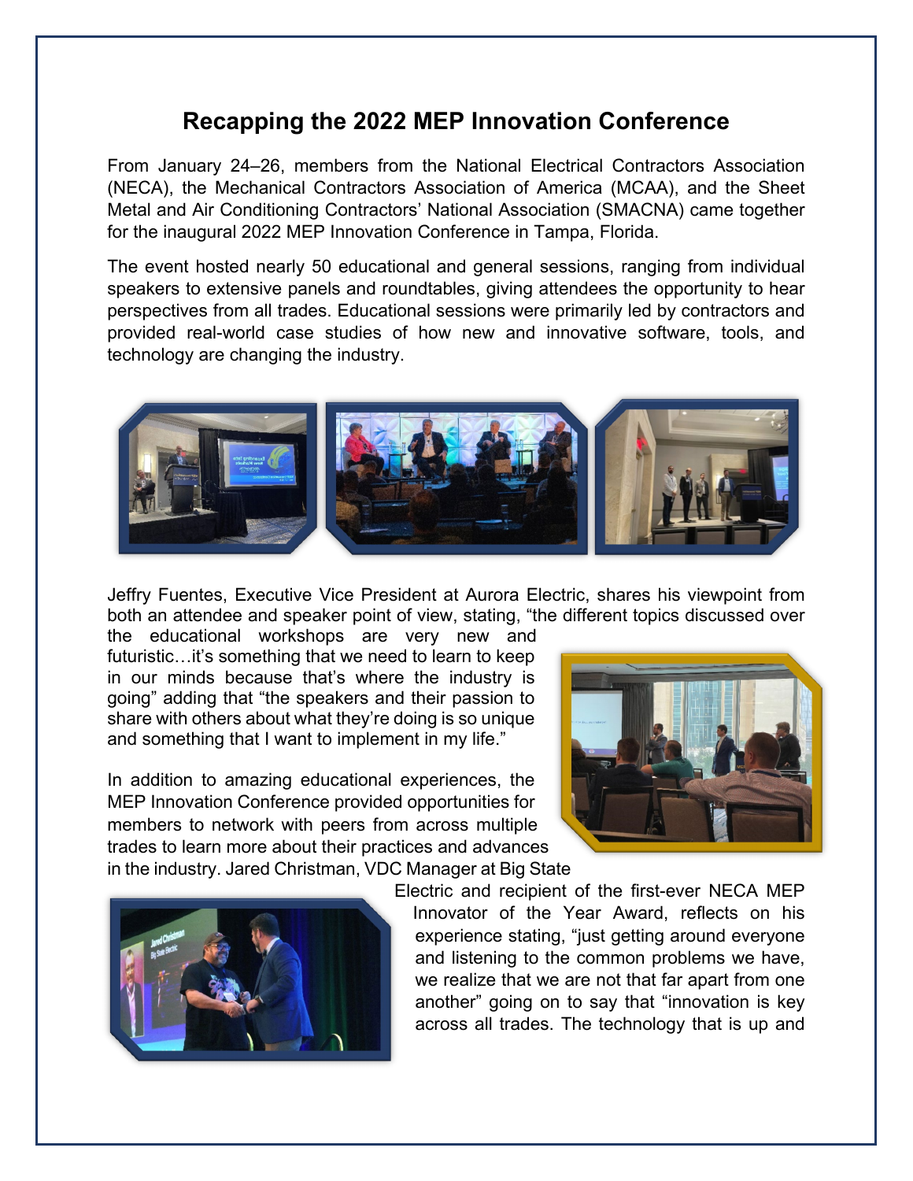# Recapping the 2022 MEP Innovation Conference

From January 24–26, members from the National Electrical Contractors Association (NECA), the Mechanical Contractors Association of America (MCAA), and the Sheet Metal and Air Conditioning Contractors' National Association (SMACNA) came together for the inaugural 2022 MEP Innovation Conference in Tampa, Florida.

The event hosted nearly 50 educational and general sessions, ranging from individual speakers to extensive panels and roundtables, giving attendees the opportunity to hear perspectives from all trades. Educational sessions were primarily led by contractors and provided real-world case studies of how new and innovative software, tools, and technology are changing the industry.

Jeffry Fuentes, Executive Vice President at Aurora Electric, shares his viewpoint from both an attendee and speaker point of view, stating, "the different topics discussed over the educational workshops are very new and futuristic…it's something that we need to learn to keep in our minds because that's where the industry is going" adding that "the speakers and their passion to share with others about what they're doing is so unique and something that I want to implement in my life."

In addition to amazing educational experiences, the MEP Innovation Conference provided opportunities for members to network with peers from across multiple trades to learn more about their practices and advances in the industry. Jared Christman, VDC Manager at Big State Electric and recipient of the first-ever NECA MEP Innovator of the Year Award, reflects on his experience stating, "just getting around everyone and listening to the common problems we have, we realize that we are not that far apart from one another" going on to say that "innovation is key across all trades. The technology that is up and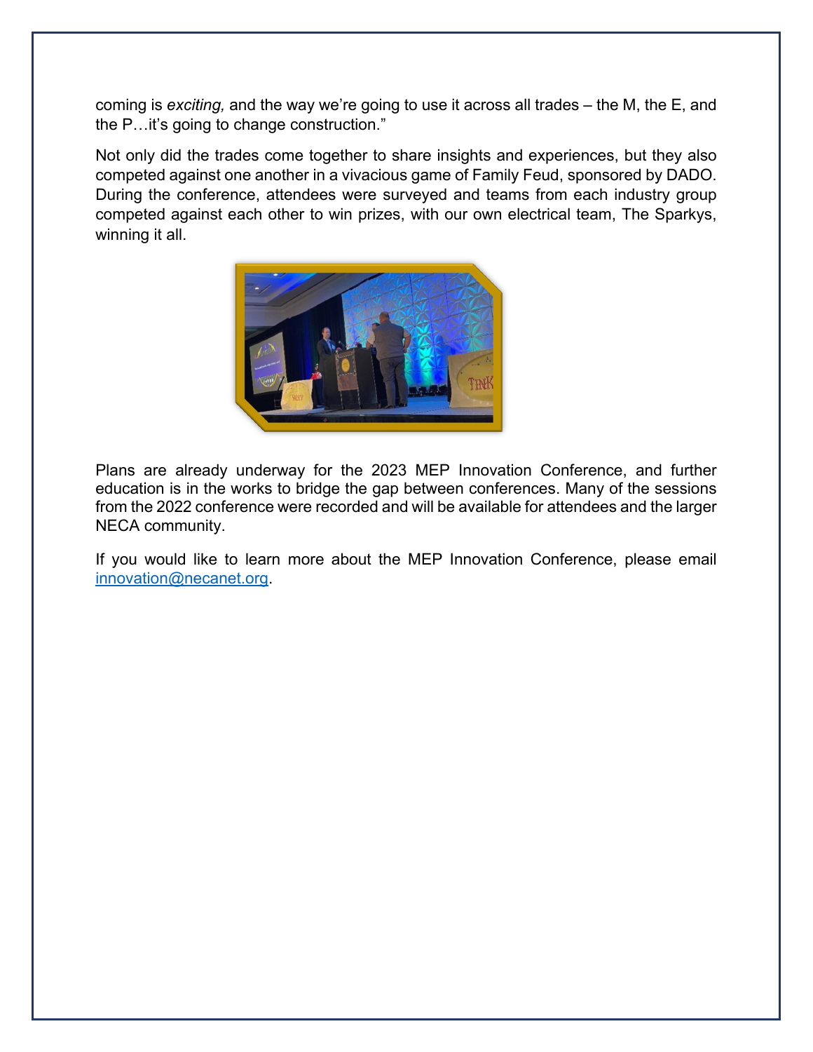coming is *exciting,* and the way we're going to use it across all trades – the M, the E, and the P…it's going to change construction."

Not only did the trades come together to share insights and experiences, but they also competed against one another in a vivacious game of Family Feud, sponsored by DADO. During the conference, attendees were surveyed and teams from each industry group competed against each other to win prizes, with our own electrical team, The Sparkys, winning it all.

Plans are already underway for the 2023 MEP Innovation Conference, and further education is in the works to bridge the gap between conferences. Many of the sessions from the 2022 conference were recorded and will be available for attendees and the larger NECA community.

If you would like to learn more about the MEP Innovation Conference, please email [innovation@necanet.org](mailto:innovation@necanet.org).